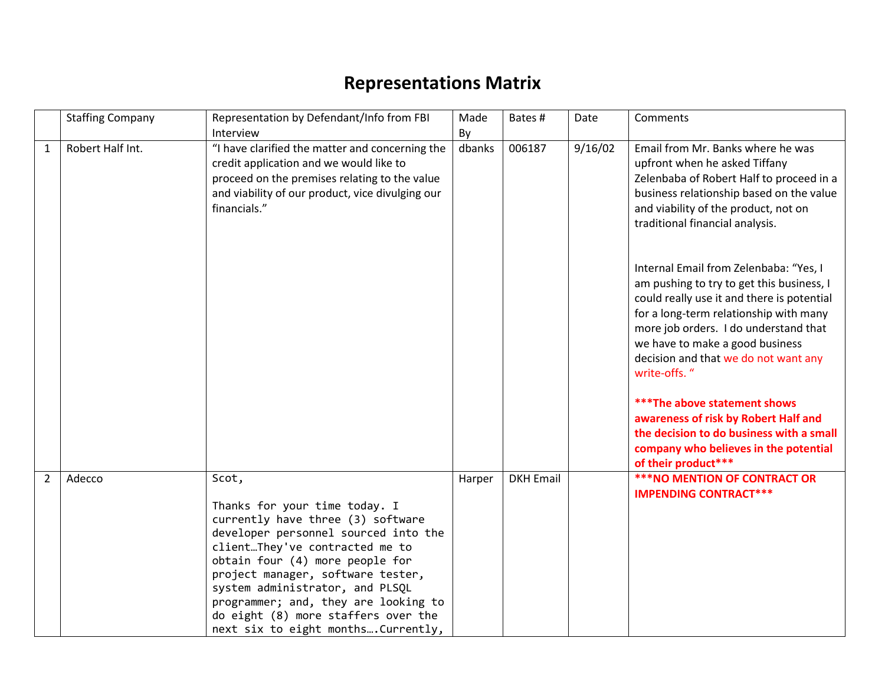# Representations Matrix

| | Staffing Company | Representation by Defendant/Info from FBI Interview | Made By | Bates # | Date | Comments |
|---|---|---|---|---|---|---|
| 1 | Robert Half Int. | "I have clarified the matter and concerning the credit application and we would like to proceed on the premises relating to the value and viability of our product, vice divulging our financials." | dbanks | 006187 | 9/16/02 | Email from Mr. Banks where he was upfront when he asked Tiffany Zelenbaba of Robert Half to proceed in a business relationship based on the value and viability of the product, not on traditional financial analysis.<br><br>Internal Email from Zelenbaba: "Yes, I am pushing to try to get this business, I could really use it and there is potential for a long-term relationship with many more job orders. I do understand that we have to make a good business decision and that we do not want any write-offs. "<br><br>**\*\*\*The above statement shows awareness of risk by Robert Half and the decision to do business with a small company who believes in the potential of their product\*\*\*** |
| 2 | Adecco | Scot,<br><br>Thanks for your time today. I currently have three (3) software developer personnel sourced into the client…They've contracted me to obtain four (4) more people for project manager, software tester, system administrator, and PLSQL programmer; and, they are looking to do eight (8) more staffers over the next six to eight months….Currently, | Harper | DKH Email | | **\*\*\*NO MENTION OF CONTRACT OR IMPENDING CONTRACT\*\*\*** |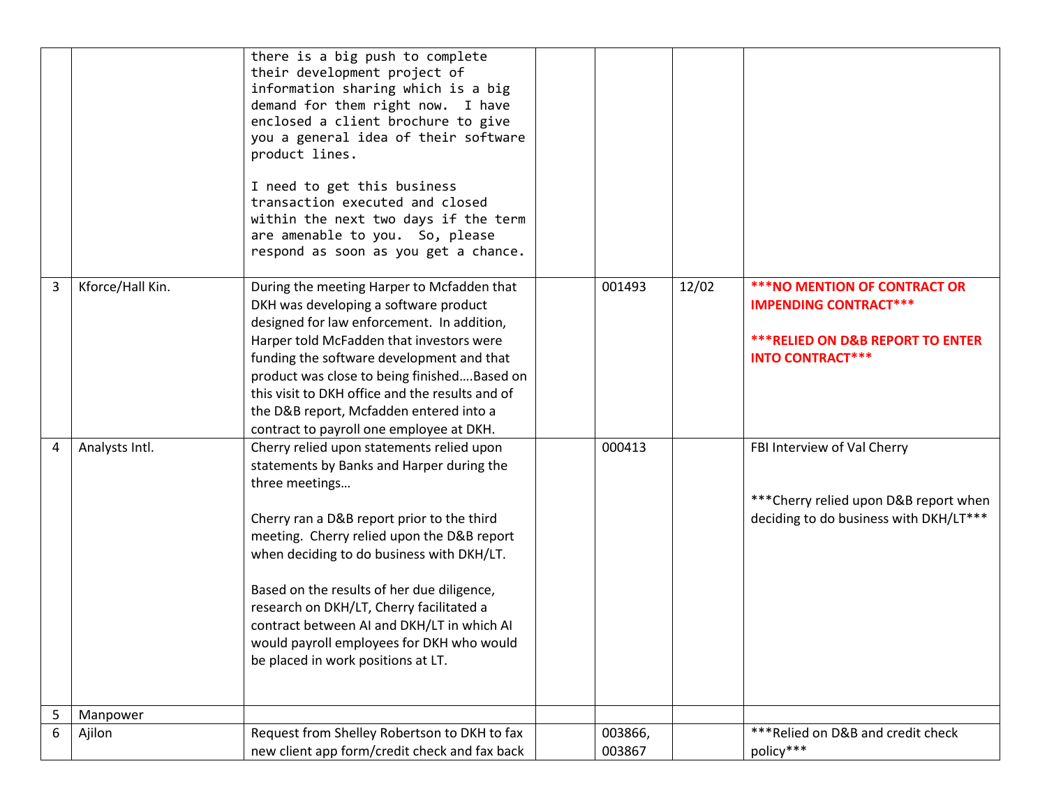| | | | | | | |
|---|---|---|---|---|---|---|
| | | there is a big push to complete their development project of information sharing which is a big demand for them right now. I have enclosed a client brochure to give you a general idea of their software product lines.<br><br>I need to get this business transaction executed and closed within the next two days if the term are amenable to you. So, please respond as soon as you get a chance. | | | | |
| 3 | Kforce/Hall Kin. | During the meeting Harper to Mcfadden that DKH was developing a software product designed for law enforcement. In addition, Harper told McFadden that investors were funding the software development and that product was close to being finished….Based on this visit to DKH office and the results and of the D&B report, Mcfadden entered into a contract to payroll one employee at DKH. | | 001493 | 12/02 | **\*\*\*NO MENTION OF CONTRACT OR IMPENDING CONTRACT\*\*\***<br><br>**\*\*\*RELIED ON D&B REPORT TO ENTER INTO CONTRACT\*\*\*** |
| 4 | Analysts Intl. | Cherry relied upon statements relied upon statements by Banks and Harper during the three meetings…<br><br>Cherry ran a D&B report prior to the third meeting. Cherry relied upon the D&B report when deciding to do business with DKH/LT.<br><br>Based on the results of her due diligence, research on DKH/LT, Cherry facilitated a contract between AI and DKH/LT in which AI would payroll employees for DKH who would be placed in work positions at LT. | | 000413 | | FBI Interview of Val Cherry<br><br>\*\*\*Cherry relied upon D&B report when deciding to do business with DKH/LT\*\*\* |
| 5 | Manpower | | | | | |
| 6 | Ajilon | Request from Shelley Robertson to DKH to fax new client app form/credit check and fax back | | 003866, 003867 | | \*\*\*Relied on D&B and credit check policy\*\*\* |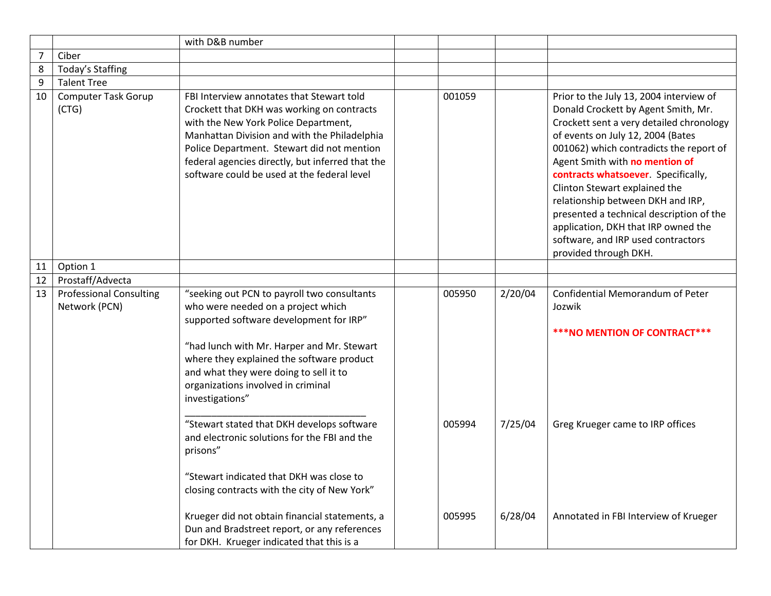|  |  |  |  |  |  |  |
|---|---|---|---|---|---|---|
|  |  | with D&B number |  |  |  |  |
| 7 | Ciber |  |  |  |  |  |
| 8 | Today's Staffing |  |  |  |  |  |
| 9 | Talent Tree |  |  |  |  |  |
| 10 | Computer Task Gorup (CTG) | FBI Interview annotates that Stewart told Crockett that DKH was working on contracts with the New York Police Department, Manhattan Division and with the Philadelphia Police Department. Stewart did not mention federal agencies directly, but inferred that the software could be used at the federal level |  | 001059 |  | Prior to the July 13, 2004 interview of Donald Crockett by Agent Smith, Mr. Crockett sent a very detailed chronology of events on July 12, 2004 (Bates 001062) which contradicts the report of Agent Smith with **no mention of contracts whatsoever**. Specifically, Clinton Stewart explained the relationship between DKH and IRP, presented a technical description of the application, DKH that IRP owned the software, and IRP used contractors provided through DKH. |
| 11 | Option 1 |  |  |  |  |  |
| 12 | Prostaff/Advecta |  |  |  |  |  |
| 13 | Professional Consulting Network (PCN) | "seeking out PCN to payroll two consultants who were needed on a project which supported software development for IRP"<br><br>"had lunch with Mr. Harper and Mr. Stewart where they explained the software product and what they were doing to sell it to organizations involved in criminal investigations" |  | 005950 | 2/20/04 | Confidential Memorandum of Peter Jozwik<br><br>**\*\*\*NO MENTION OF CONTRACT\*\*\*** |
|  |  | "Stewart stated that DKH develops software and electronic solutions for the FBI and the prisons"<br><br>"Stewart indicated that DKH was close to closing contracts with the city of New York" |  | 005994 | 7/25/04 | Greg Krueger came to IRP offices |
|  |  | Krueger did not obtain financial statements, a Dun and Bradstreet report, or any references for DKH. Krueger indicated that this is a |  | 005995 | 6/28/04 | Annotated in FBI Interview of Krueger |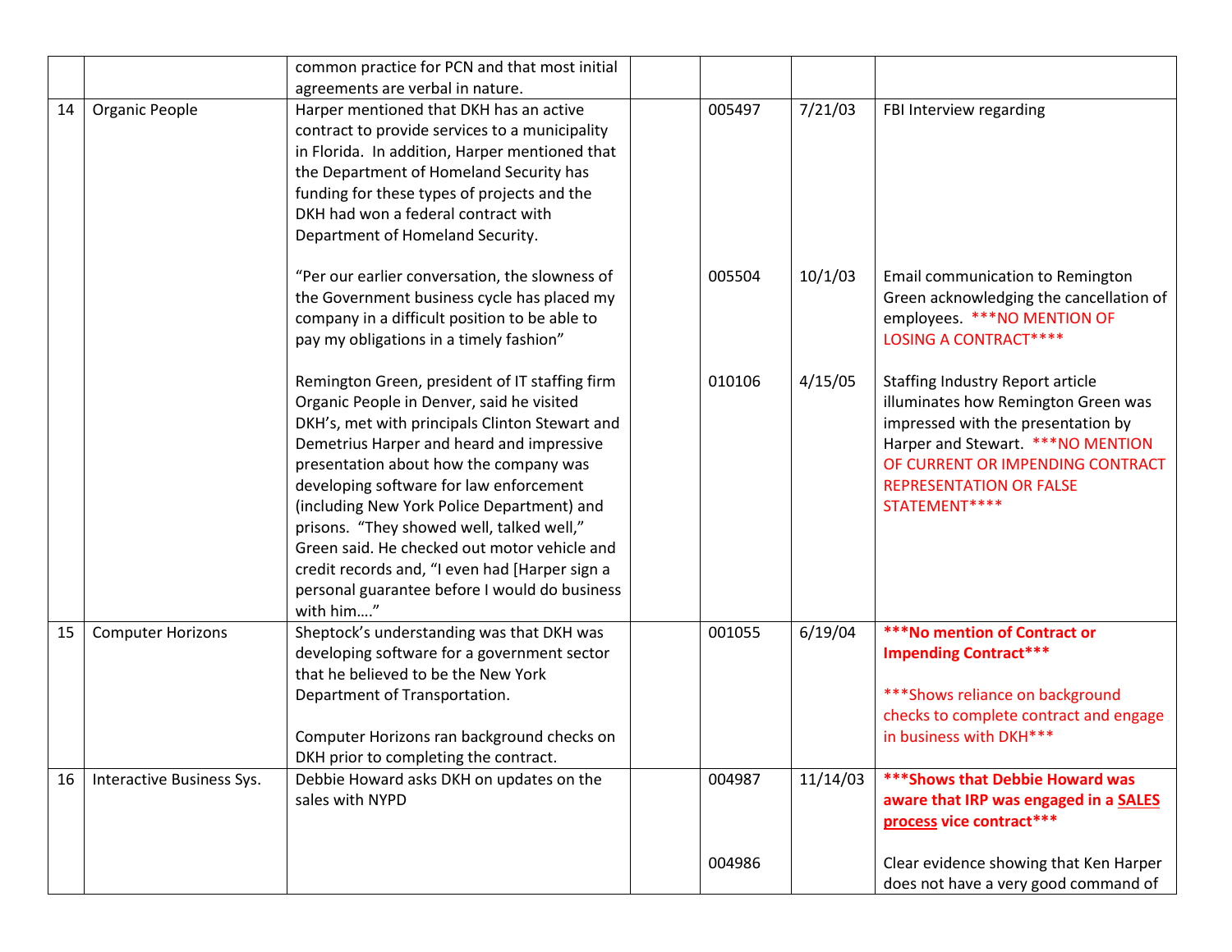| | | | | | | |
|---|---|---|---|---|---|---|
| | | common practice for PCN and that most initial agreements are verbal in nature. | | | | |
| 14 | Organic People | Harper mentioned that DKH has an active contract to provide services to a municipality in Florida. In addition, Harper mentioned that the Department of Homeland Security has funding for these types of projects and the DKH had won a federal contract with Department of Homeland Security. | | 005497 | 7/21/03 | FBI Interview regarding |
| | | "Per our earlier conversation, the slowness of the Government business cycle has placed my company in a difficult position to be able to pay my obligations in a timely fashion" | | 005504 | 10/1/03 | Email communication to Remington Green acknowledging the cancellation of employees. ***NO MENTION OF LOSING A CONTRACT**** |
| | | Remington Green, president of IT staffing firm Organic People in Denver, said he visited DKH's, met with principals Clinton Stewart and Demetrius Harper and heard and impressive presentation about how the company was developing software for law enforcement (including New York Police Department) and prisons. "They showed well, talked well," Green said. He checked out motor vehicle and credit records and, "I even had [Harper sign a personal guarantee before I would do business with him…." | | 010106 | 4/15/05 | Staffing Industry Report article illuminates how Remington Green was impressed with the presentation by Harper and Stewart. ***NO MENTION OF CURRENT OR IMPENDING CONTRACT REPRESENTATION OR FALSE STATEMENT**** |
| 15 | Computer Horizons | Sheptock's understanding was that DKH was developing software for a government sector that he believed to be the New York Department of Transportation.<br><br>Computer Horizons ran background checks on DKH prior to completing the contract. | | 001055 | 6/19/04 | **\*\*\*No mention of Contract or Impending Contract\*\*\***<br><br>***Shows reliance on background checks to complete contract and engage in business with DKH*** |
| 16 | Interactive Business Sys. | Debbie Howard asks DKH on updates on the sales with NYPD | | 004987 | 11/14/03 | **\*\*\*Shows that Debbie Howard was aware that IRP was engaged in a <u>SALES process</u> vice contract\*\*\*** |
| | | | | 004986 | | Clear evidence showing that Ken Harper does not have a very good command of |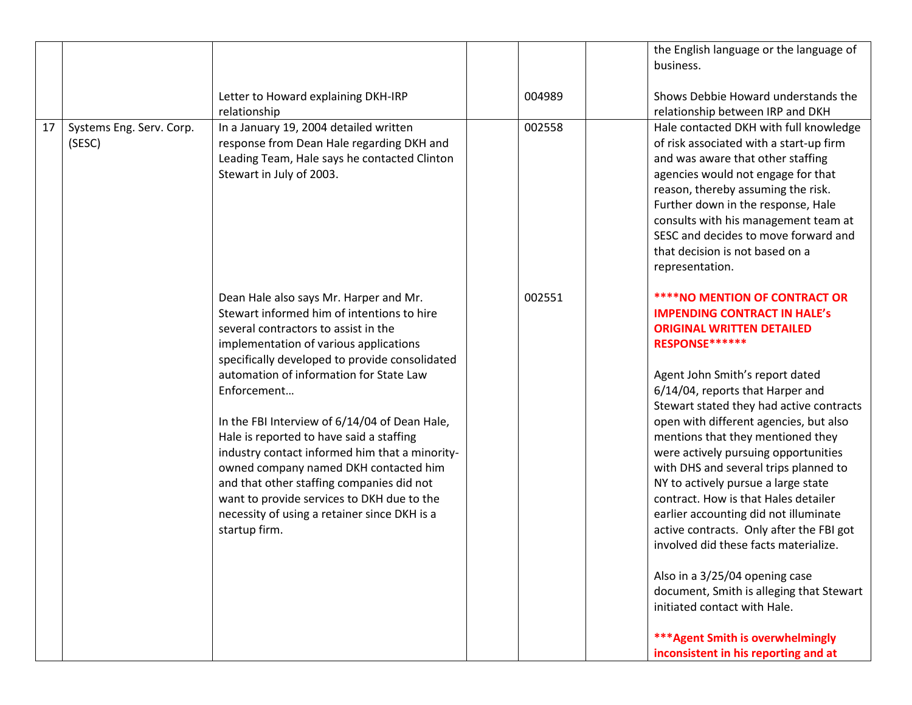| | | | | | | |
|---|---|---|---|---|---|---|
| | | | | | | the English language or the language of business. |
| | | Letter to Howard explaining DKH-IRP relationship | | 004989 | | Shows Debbie Howard understands the relationship between IRP and DKH |
| 17 | Systems Eng. Serv. Corp. (SESC) | In a January 19, 2004 detailed written response from Dean Hale regarding DKH and Leading Team, Hale says he contacted Clinton Stewart in July of 2003. | | 002558 | | Hale contacted DKH with full knowledge of risk associated with a start-up firm and was aware that other staffing agencies would not engage for that reason, thereby assuming the risk. Further down in the response, Hale consults with his management team at SESC and decides to move forward and that decision is not based on a representation. |
| | | Dean Hale also says Mr. Harper and Mr. Stewart informed him of intentions to hire several contractors to assist in the implementation of various applications specifically developed to provide consolidated automation of information for State Law Enforcement…<br><br>In the FBI Interview of 6/14/04 of Dean Hale, Hale is reported to have said a staffing industry contact informed him that a minority-owned company named DKH contacted him and that other staffing companies did not want to provide services to DKH due to the necessity of using a retainer since DKH is a startup firm. | | 002551 | | **\*\*\*\*NO MENTION OF CONTRACT OR IMPENDING CONTRACT IN HALE's ORIGINAL WRITTEN DETAILED RESPONSE\*\*\*\*\*\***<br><br>Agent John Smith's report dated 6/14/04, reports that Harper and Stewart stated they had active contracts open with different agencies, but also mentions that they mentioned they were actively pursuing opportunities with DHS and several trips planned to NY to actively pursue a large state contract. How is that Hales detailer earlier accounting did not illuminate active contracts. Only after the FBI got involved did these facts materialize.<br><br>Also in a 3/25/04 opening case document, Smith is alleging that Stewart initiated contact with Hale.<br><br>**\*\*\*Agent Smith is overwhelmingly inconsistent in his reporting and at** |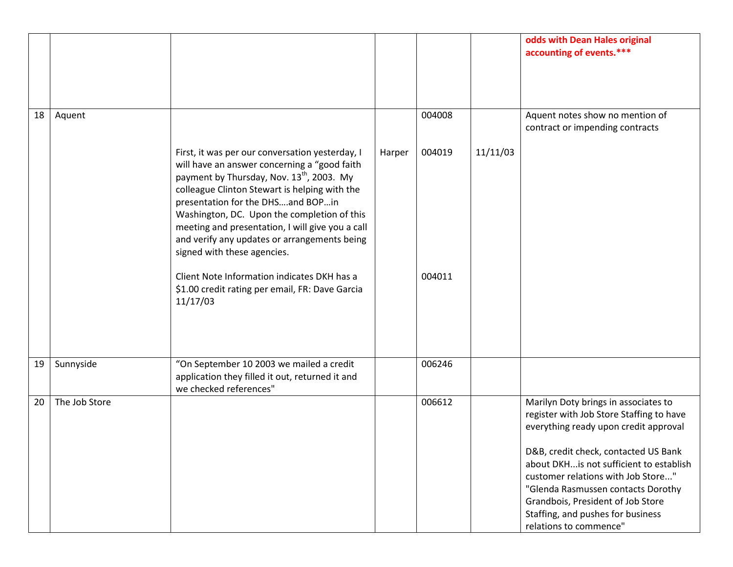| | | | | | | |
|---|---|---|---|---|---|---|
| | | | | | | **odds with Dean Hales original accounting of events.*** ** |
| 18 | Aquent | | | 004008 | | Aquent notes show no mention of contract or impending contracts |
| | | First, it was per our conversation yesterday, I will have an answer concerning a "good faith payment by Thursday, Nov. 13[th], 2003. My colleague Clinton Stewart is helping with the presentation for the DHS….and BOP…in Washington, DC. Upon the completion of this meeting and presentation, I will give you a call and verify any updates or arrangements being signed with these agencies. | Harper | 004019 | 11/11/03 | |
| | | Client Note Information indicates DKH has a $1.00 credit rating per email, FR: Dave Garcia 11/17/03 | | 004011 | | |
| 19 | Sunnyside | "On September 10 2003 we mailed a credit application they filled it out, returned it and we checked references" | | 006246 | | |
| 20 | The Job Store | | | 006612 | | Marilyn Doty brings in associates to register with Job Store Staffing to have everything ready upon credit approval<br><br>D&B, credit check, contacted US Bank about DKH...is not sufficient to establish customer relations with Job Store..." "Glenda Rasmussen contacts Dorothy Grandbois, President of Job Store Staffing, and pushes for business relations to commence" |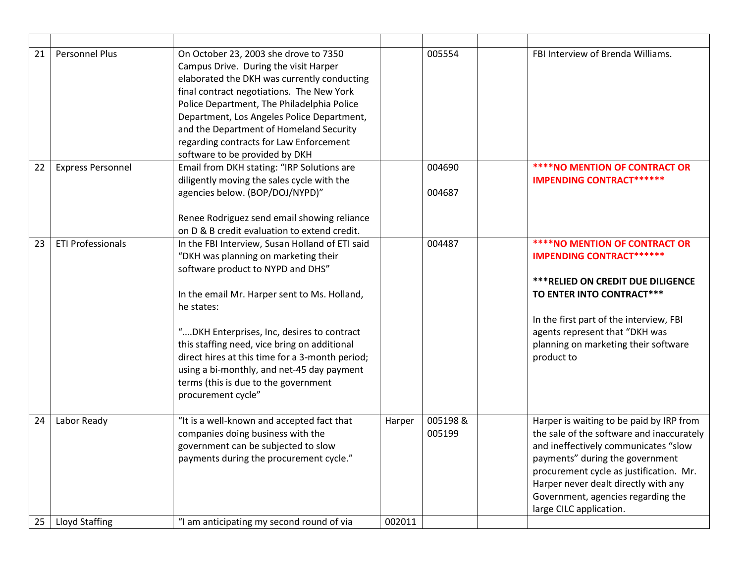| | | | | | | |
|---|---|---|---|---|---|---|
| 21 | Personnel Plus | On October 23, 2003 she drove to 7350 Campus Drive. During the visit Harper elaborated the DKH was currently conducting final contract negotiations. The New York Police Department, The Philadelphia Police Department, Los Angeles Police Department, and the Department of Homeland Security regarding contracts for Law Enforcement software to be provided by DKH | | 005554 | | FBI Interview of Brenda Williams. |
| 22 | Express Personnel | Email from DKH stating: "IRP Solutions are diligently moving the sales cycle with the agencies below. (BOP/DOJ/NYPD)"<br><br>Renee Rodriguez send email showing reliance on D & B credit evaluation to extend credit. | | 004690<br><br>004687 | | **\*\*\*\*NO MENTION OF CONTRACT OR IMPENDING CONTRACT\*\*\*\*\*\*** |
| 23 | ETI Professionals | In the FBI Interview, Susan Holland of ETI said "DKH was planning on marketing their software product to NYPD and DHS"<br><br>In the email Mr. Harper sent to Ms. Holland, he states:<br><br>"….DKH Enterprises, Inc, desires to contract this staffing need, vice bring on additional direct hires at this time for a 3-month period; using a bi-monthly, and net-45 day payment terms (this is due to the government procurement cycle" | | 004487 | | **\*\*\*\*NO MENTION OF CONTRACT OR IMPENDING CONTRACT\*\*\*\*\*\***<br><br>**\*\*\*RELIED ON CREDIT DUE DILIGENCE TO ENTER INTO CONTRACT\*\*\***<br><br>In the first part of the interview, FBI agents represent that "DKH was planning on marketing their software product to |
| 24 | Labor Ready | "It is a well-known and accepted fact that companies doing business with the government can be subjected to slow payments during the procurement cycle." | Harper | 005198 & 005199 | | Harper is waiting to be paid by IRP from the sale of the software and inaccurately and ineffectively communicates "slow payments" during the government procurement cycle as justification. Mr. Harper never dealt directly with any Government, agencies regarding the large CILC application. |
| 25 | Lloyd Staffing | "I am anticipating my second round of via | 002011 | | | |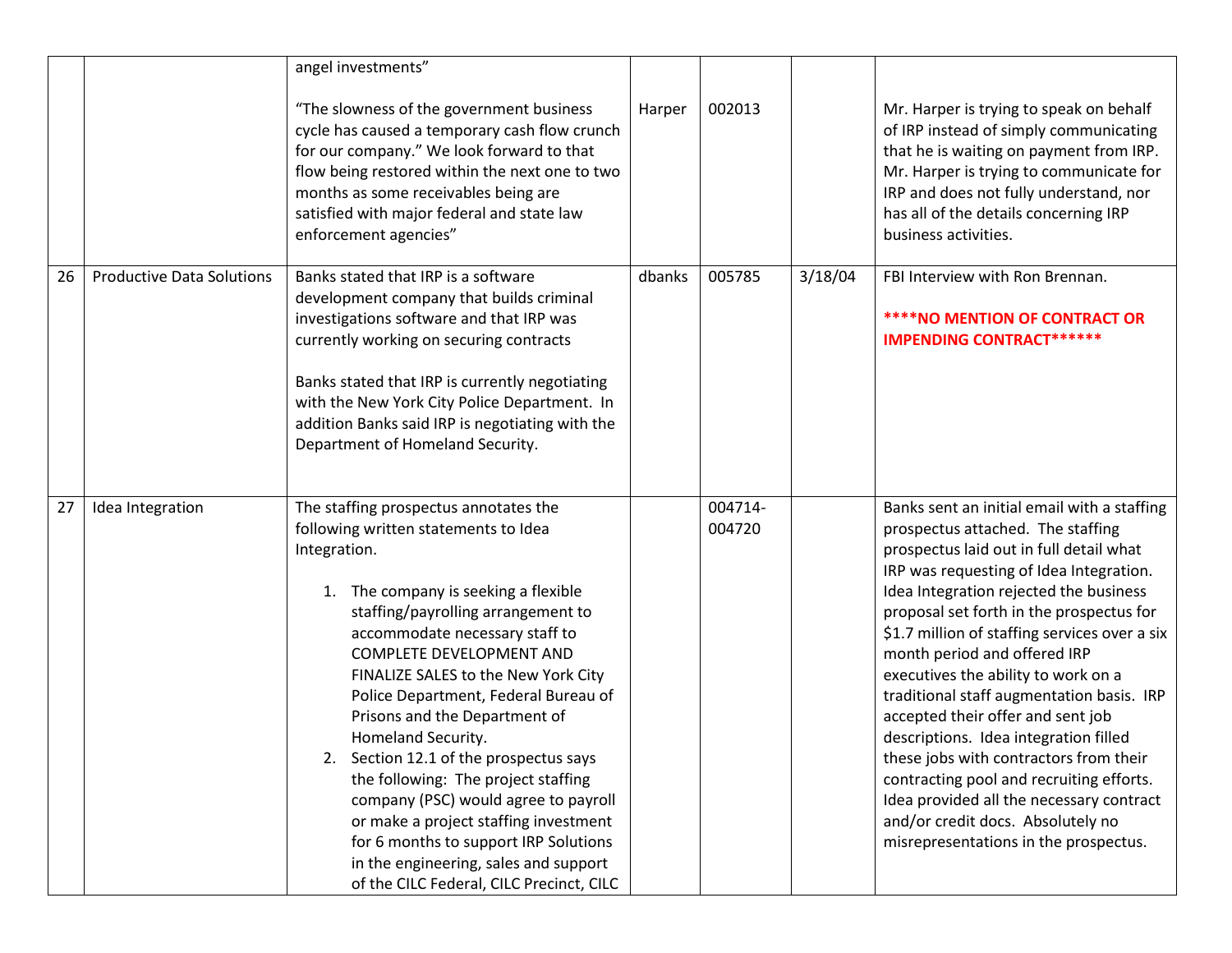| | | | | | | |
|---|---|---|---|---|---|---|
| | | angel investments"<br><br>"The slowness of the government business cycle has caused a temporary cash flow crunch for our company." We look forward to that flow being restored within the next one to two months as some receivables being are satisfied with major federal and state law enforcement agencies" | Harper | 002013 | | Mr. Harper is trying to speak on behalf of IRP instead of simply communicating that he is waiting on payment from IRP. Mr. Harper is trying to communicate for IRP and does not fully understand, nor has all of the details concerning IRP business activities. |
| 26 | Productive Data Solutions | Banks stated that IRP is a software development company that builds criminal investigations software and that IRP was currently working on securing contracts<br><br>Banks stated that IRP is currently negotiating with the New York City Police Department. In addition Banks said IRP is negotiating with the Department of Homeland Security. | dbanks | 005785 | 3/18/04 | FBI Interview with Ron Brennan.<br><br>**\*\*\*\*NO MENTION OF CONTRACT OR IMPENDING CONTRACT\*\*\*\*\*\*** |
| 27 | Idea Integration | The staffing prospectus annotates the following written statements to Idea Integration.<br><br>1. The company is seeking a flexible staffing/payrolling arrangement to accommodate necessary staff to COMPLETE DEVELOPMENT AND FINALIZE SALES to the New York City Police Department, Federal Bureau of Prisons and the Department of Homeland Security.<br>2. Section 12.1 of the prospectus says the following: The project staffing company (PSC) would agree to payroll or make a project staffing investment for 6 months to support IRP Solutions in the engineering, sales and support of the CILC Federal, CILC Precinct, CILC | | 004714-004720 | | Banks sent an initial email with a staffing prospectus attached. The staffing prospectus laid out in full detail what IRP was requesting of Idea Integration. Idea Integration rejected the business proposal set forth in the prospectus for $1.7 million of staffing services over a six month period and offered IRP executives the ability to work on a traditional staff augmentation basis. IRP accepted their offer and sent job descriptions. Idea integration filled these jobs with contractors from their contracting pool and recruiting efforts. Idea provided all the necessary contract and/or credit docs. Absolutely no misrepresentations in the prospectus. |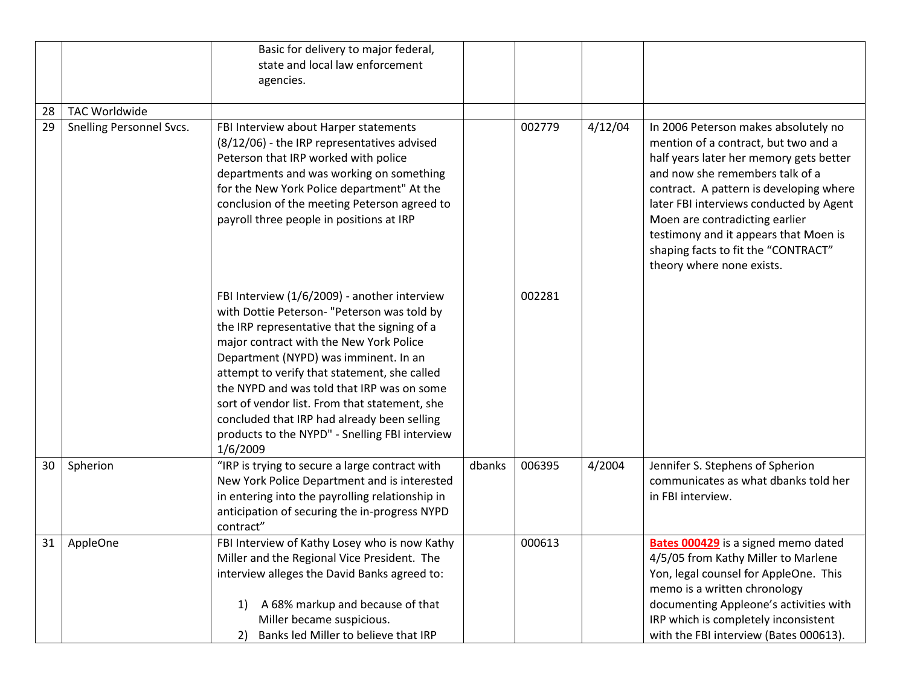| | | | | | | |
|---|---|---|---|---|---|---|
| | | Basic for delivery to major federal, state and local law enforcement agencies. | | | | |
| 28 | TAC Worldwide | | | | | |
| 29 | Snelling Personnel Svcs. | FBI Interview about Harper statements (8/12/06) - the IRP representatives advised Peterson that IRP worked with police departments and was working on something for the New York Police department" At the conclusion of the meeting Peterson agreed to payroll three people in positions at IRP | | 002779 | 4/12/04 | In 2006 Peterson makes absolutely no mention of a contract, but two and a half years later her memory gets better and now she remembers talk of a contract. A pattern is developing where later FBI interviews conducted by Agent Moen are contradicting earlier testimony and it appears that Moen is shaping facts to fit the "CONTRACT" theory where none exists. |
| | | FBI Interview (1/6/2009) - another interview with Dottie Peterson- "Peterson was told by the IRP representative that the signing of a major contract with the New York Police Department (NYPD) was imminent. In an attempt to verify that statement, she called the NYPD and was told that IRP was on some sort of vendor list. From that statement, she concluded that IRP had already been selling products to the NYPD" - Snelling FBI interview 1/6/2009 | | 002281 | | |
| 30 | Spherion | "IRP is trying to secure a large contract with New York Police Department and is interested in entering into the payrolling relationship in anticipation of securing the in-progress NYPD contract" | dbanks | 006395 | 4/2004 | Jennifer S. Stephens of Spherion communicates as what dbanks told her in FBI interview. |
| 31 | AppleOne | FBI Interview of Kathy Losey who is now Kathy Miller and the Regional Vice President. The interview alleges the David Banks agreed to:<br><br>1) A 68% markup and because of that Miller became suspicious.<br>2) Banks led Miller to believe that IRP | | 000613 | | **Bates 000429** is a signed memo dated 4/5/05 from Kathy Miller to Marlene Yon, legal counsel for AppleOne. This memo is a written chronology documenting Appleone's activities with IRP which is completely inconsistent with the FBI interview (Bates 000613). |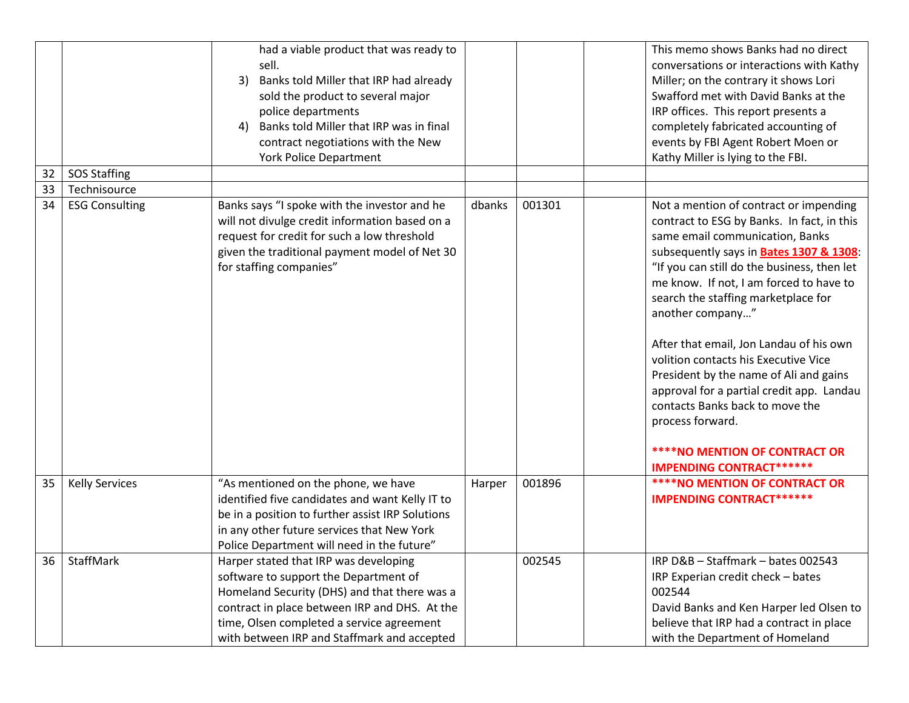| | | | | | | |
|---|---|---|---|---|---|---|
| | | had a viable product that was ready to sell.<br>3) Banks told Miller that IRP had already sold the product to several major police departments<br>4) Banks told Miller that IRP was in final contract negotiations with the New York Police Department | | | | This memo shows Banks had no direct conversations or interactions with Kathy Miller; on the contrary it shows Lori Swafford met with David Banks at the IRP offices. This report presents a completely fabricated accounting of events by FBI Agent Robert Moen or Kathy Miller is lying to the FBI. |
| 32 | SOS Staffing | | | | | |
| 33 | Technisource | | | | | |
| 34 | ESG Consulting | Banks says "I spoke with the investor and he will not divulge credit information based on a request for credit for such a low threshold given the traditional payment model of Net 30 for staffing companies" | dbanks | 001301 | | Not a mention of contract or impending contract to ESG by Banks. In fact, in this same email communication, Banks subsequently says in **Bates 1307 & 1308**: "If you can still do the business, then let me know. If not, I am forced to have to search the staffing marketplace for another company…"<br><br>After that email, Jon Landau of his own volition contacts his Executive Vice President by the name of Ali and gains approval for a partial credit app. Landau contacts Banks back to move the process forward.<br><br>**\*\*\*\*NO MENTION OF CONTRACT OR IMPENDING CONTRACT\*\*\*\*\*\*** |
| 35 | Kelly Services | "As mentioned on the phone, we have identified five candidates and want Kelly IT to be in a position to further assist IRP Solutions in any other future services that New York Police Department will need in the future" | Harper | 001896 | | **\*\*\*\*NO MENTION OF CONTRACT OR IMPENDING CONTRACT\*\*\*\*\*\*** |
| 36 | StaffMark | Harper stated that IRP was developing software to support the Department of Homeland Security (DHS) and that there was a contract in place between IRP and DHS. At the time, Olsen completed a service agreement with between IRP and Staffmark and accepted | | 002545 | | IRP D&B – Staffmark – bates 002543<br>IRP Experian credit check – bates 002544<br>David Banks and Ken Harper led Olsen to believe that IRP had a contract in place with the Department of Homeland |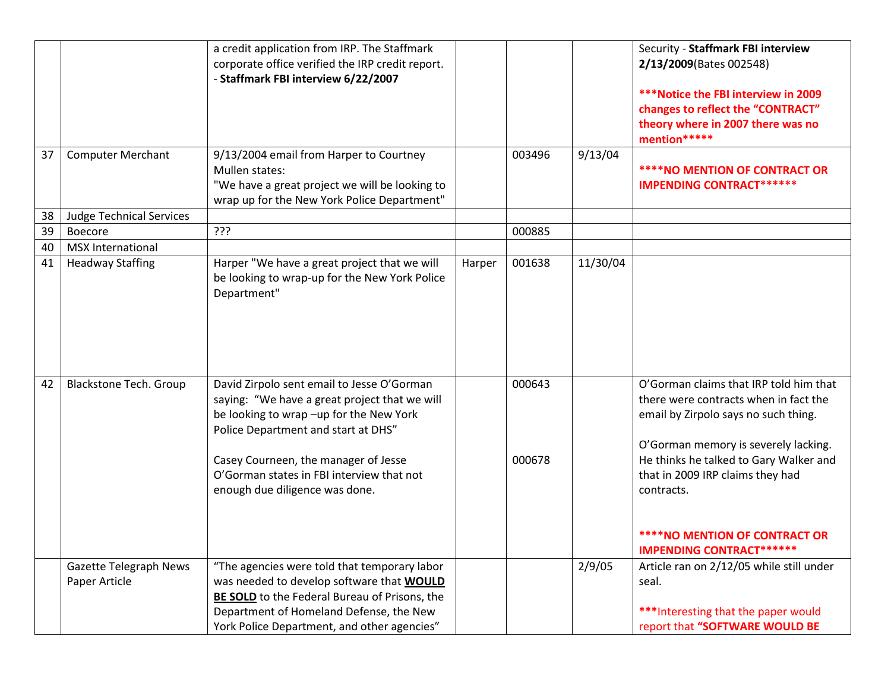| | | | | | | |
|---|---|---|---|---|---|---|
| | | a credit application from IRP. The Staffmark corporate office verified the IRP credit report. - **Staffmark FBI interview 6/22/2007** | | | | Security - **Staffmark FBI interview 2/13/2009**(Bates 002548)<br><br>**\*\*\*Notice the FBI interview in 2009 changes to reflect the "CONTRACT" theory where in 2007 there was no mention\*\*\*\*\*** |
| 37 | Computer Merchant | 9/13/2004 email from Harper to Courtney Mullen states:<br>"We have a great project we will be looking to wrap up for the New York Police Department" | | 003496 | 9/13/04 | **\*\*\*\*NO MENTION OF CONTRACT OR IMPENDING CONTRACT\*\*\*\*\*\*** |
| 38 | Judge Technical Services | | | | | |
| 39 | Boecore | ??? | | 000885 | | |
| 40 | MSX International | | | | | |
| 41 | Headway Staffing | Harper "We have a great project that we will be looking to wrap-up for the New York Police Department" | Harper | 001638 | 11/30/04 | |
| 42 | Blackstone Tech. Group | David Zirpolo sent email to Jesse O'Gorman saying: "We have a great project that we will be looking to wrap –up for the New York Police Department and start at DHS"<br><br>Casey Courneen, the manager of Jesse O'Gorman states in FBI interview that not enough due diligence was done. | | 000643<br><br>000678 | | O'Gorman claims that IRP told him that there were contracts when in fact the email by Zirpolo says no such thing.<br><br>O'Gorman memory is severely lacking. He thinks he talked to Gary Walker and that in 2009 IRP claims they had contracts.<br><br>**\*\*\*\*NO MENTION OF CONTRACT OR IMPENDING CONTRACT\*\*\*\*\*\*** |
| | Gazette Telegraph News Paper Article | "The agencies were told that temporary labor was needed to develop software that **WOULD BE SOLD** to the Federal Bureau of Prisons, the Department of Homeland Defense, the New York Police Department, and other agencies" | | | 2/9/05 | Article ran on 2/12/05 while still under seal.<br><br>**\*\*\***Interesting that the paper would report that **"SOFTWARE WOULD BE** |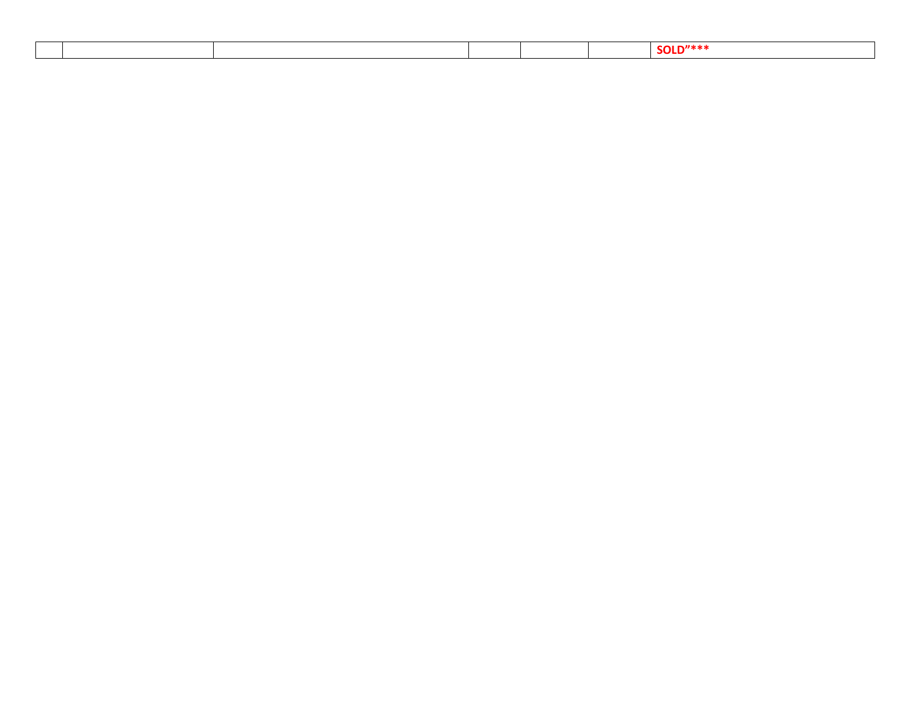| | | | | | | |
|---|---|---|---|---|---|---|
| | | | | | | **SOLD"*** |